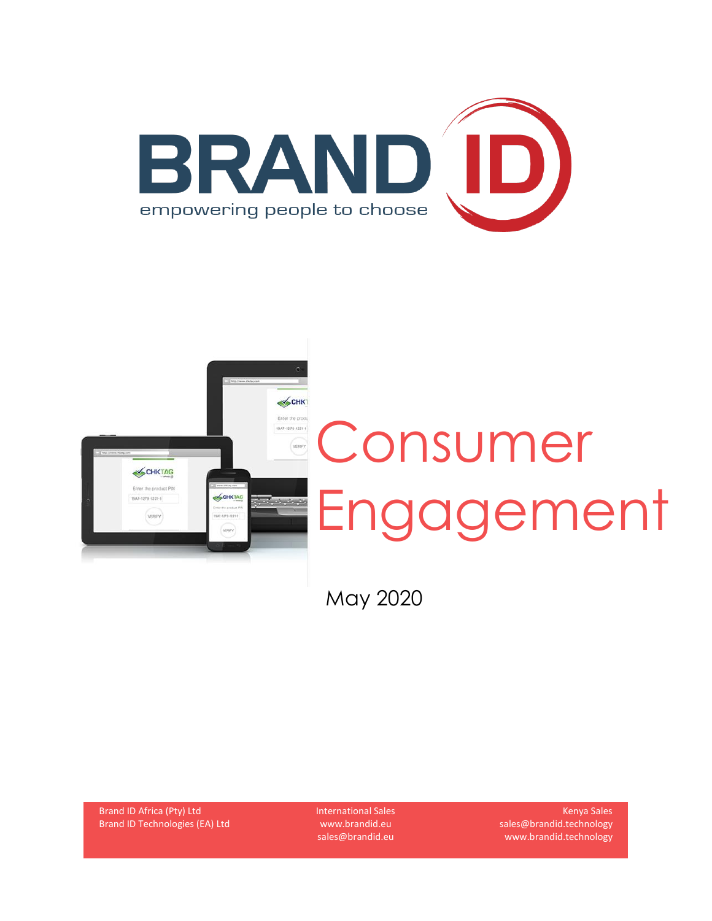# BRAND ID

empowering people to choose

# Consumer Engagement

May 2020

Brand ID Africa (Pty) Ltd
Brand ID Technologies (EA) Ltd

International Sales
www.brandid.eu
sales@brandid.eu

Kenya Sales
sales@brandid.technology
www.brandid.technology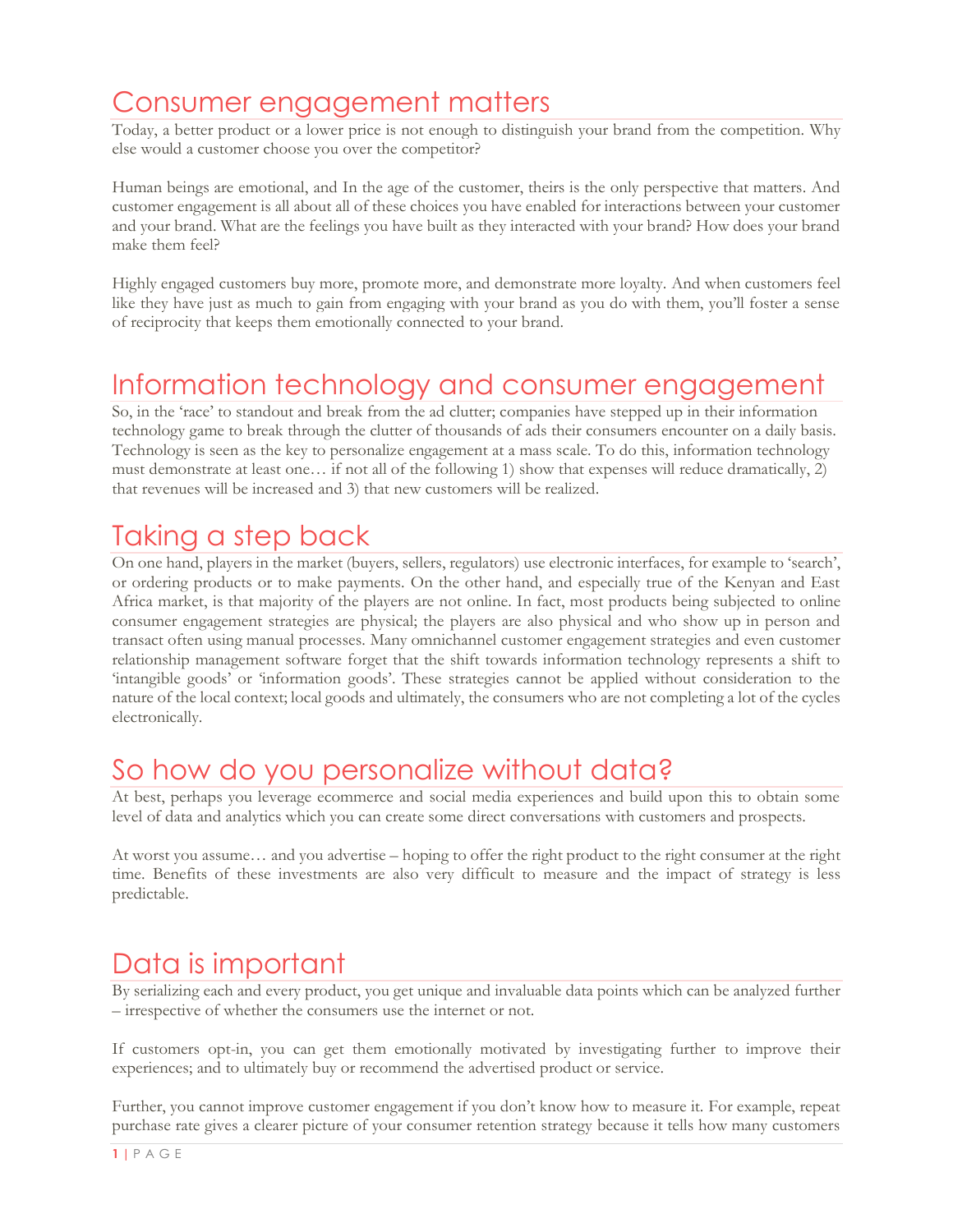# Consumer engagement matters

Today, a better product or a lower price is not enough to distinguish your brand from the competition. Why else would a customer choose you over the competitor?

Human beings are emotional, and In the age of the customer, theirs is the only perspective that matters. And customer engagement is all about all of these choices you have enabled for interactions between your customer and your brand. What are the feelings you have built as they interacted with your brand? How does your brand make them feel?

Highly engaged customers buy more, promote more, and demonstrate more loyalty. And when customers feel like they have just as much to gain from engaging with your brand as you do with them, you'll foster a sense of reciprocity that keeps them emotionally connected to your brand.

# Information technology and consumer engagement

So, in the 'race' to standout and break from the ad clutter; companies have stepped up in their information technology game to break through the clutter of thousands of ads their consumers encounter on a daily basis. Technology is seen as the key to personalize engagement at a mass scale. To do this, information technology must demonstrate at least one… if not all of the following 1) show that expenses will reduce dramatically, 2) that revenues will be increased and 3) that new customers will be realized.

# Taking a step back

On one hand, players in the market (buyers, sellers, regulators) use electronic interfaces, for example to 'search', or ordering products or to make payments. On the other hand, and especially true of the Kenyan and East Africa market, is that majority of the players are not online. In fact, most products being subjected to online consumer engagement strategies are physical; the players are also physical and who show up in person and transact often using manual processes. Many omnichannel customer engagement strategies and even customer relationship management software forget that the shift towards information technology represents a shift to 'intangible goods' or 'information goods'. These strategies cannot be applied without consideration to the nature of the local context; local goods and ultimately, the consumers who are not completing a lot of the cycles electronically.

# So how do you personalize without data?

At best, perhaps you leverage ecommerce and social media experiences and build upon this to obtain some level of data and analytics which you can create some direct conversations with customers and prospects.

At worst you assume… and you advertise – hoping to offer the right product to the right consumer at the right time. Benefits of these investments are also very difficult to measure and the impact of strategy is less predictable.

# Data is important

By serializing each and every product, you get unique and invaluable data points which can be analyzed further – irrespective of whether the consumers use the internet or not.

If customers opt-in, you can get them emotionally motivated by investigating further to improve their experiences; and to ultimately buy or recommend the advertised product or service.

Further, you cannot improve customer engagement if you don't know how to measure it. For example, repeat purchase rate gives a clearer picture of your consumer retention strategy because it tells how many customers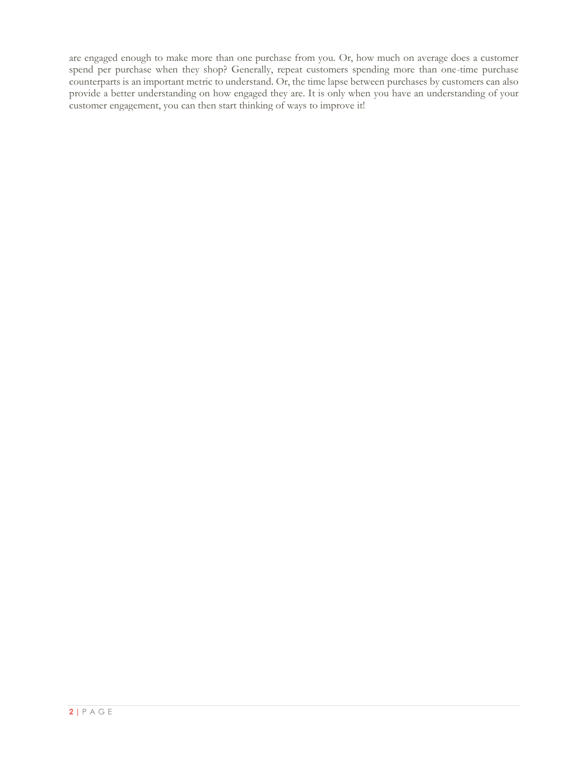are engaged enough to make more than one purchase from you. Or, how much on average does a customer spend per purchase when they shop? Generally, repeat customers spending more than one-time purchase counterparts is an important metric to understand. Or, the time lapse between purchases by customers can also provide a better understanding on how engaged they are. It is only when you have an understanding of your customer engagement, you can then start thinking of ways to improve it!